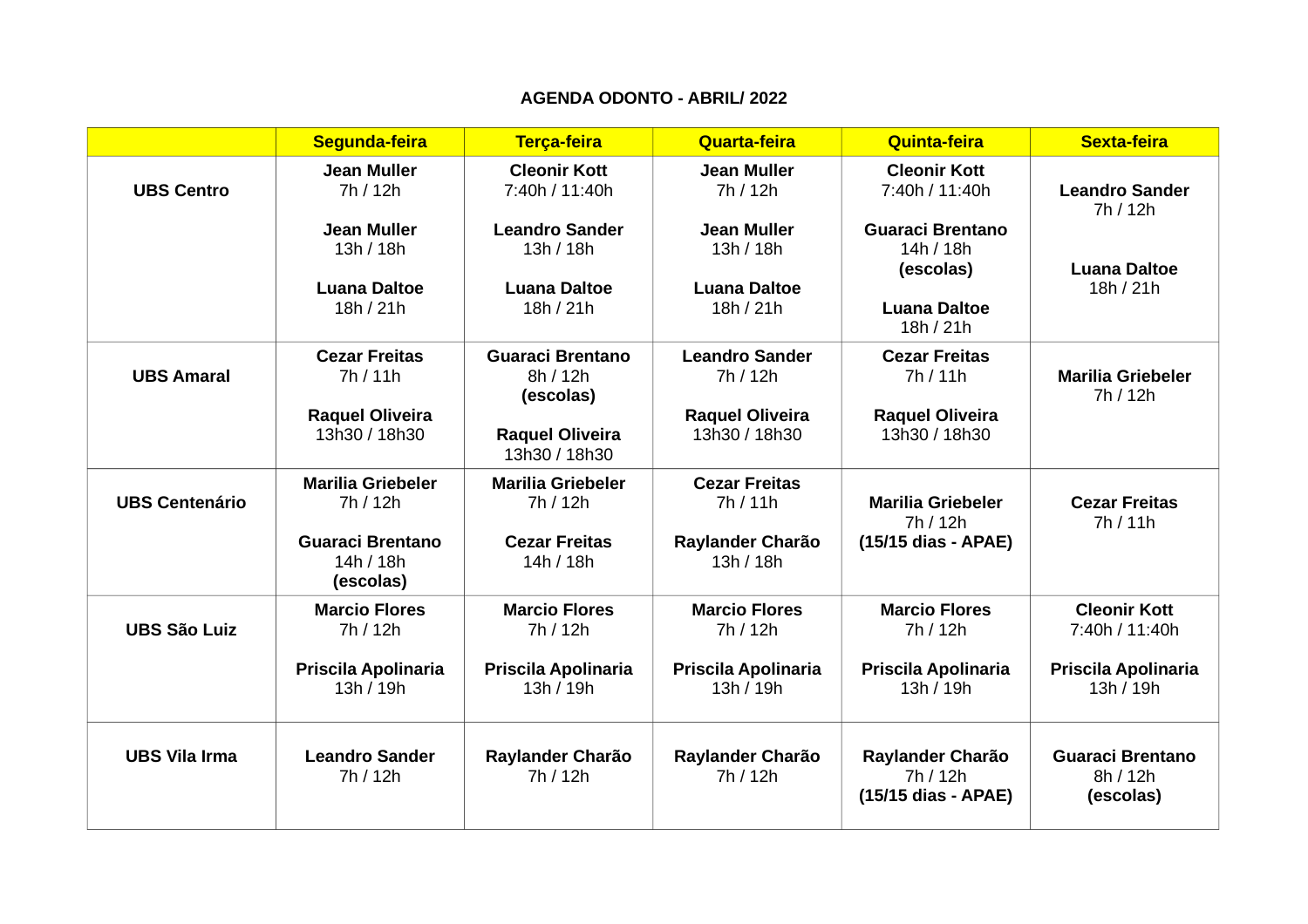**AGENDA ODONTO - ABRIL/ 2022**

| | Segunda-feira | Terça-feira | Quarta-feira | Quinta-feira | Sexta-feira |
|---|---|---|---|---|---|
| **UBS Centro** | **Jean Muller** 7h / 12h<br><br>**Jean Muller** 13h / 18h<br><br>**Luana Daltoe** 18h / 21h | **Cleonir Kott** 7:40h / 11:40h<br><br>**Leandro Sander** 13h / 18h<br><br>**Luana Daltoe** 18h / 21h | **Jean Muller** 7h / 12h<br><br>**Jean Muller** 13h / 18h<br><br>**Luana Daltoe** 18h / 21h | **Cleonir Kott** 7:40h / 11:40h<br><br>**Guaraci Brentano** 14h / 18h **(escolas)**<br><br>**Luana Daltoe** 18h / 21h | **Leandro Sander** 7h / 12h<br><br>**Luana Daltoe** 18h / 21h |
| **UBS Amaral** | **Cezar Freitas** 7h / 11h<br><br>**Raquel Oliveira** 13h30 / 18h30 | **Guaraci Brentano** 8h / 12h **(escolas)**<br><br>**Raquel Oliveira** 13h30 / 18h30 | **Leandro Sander** 7h / 12h<br><br>**Raquel Oliveira** 13h30 / 18h30 | **Cezar Freitas** 7h / 11h<br><br>**Raquel Oliveira** 13h30 / 18h30 | **Marilia Griebeler** 7h / 12h |
| **UBS Centenário** | **Marilia Griebeler** 7h / 12h<br><br>**Guaraci Brentano** 14h / 18h **(escolas)** | **Marilia Griebeler** 7h / 12h<br><br>**Cezar Freitas** 14h / 18h | **Cezar Freitas** 7h / 11h<br><br>**Raylander Charão** 13h / 18h | **Marilia Griebeler** 7h / 12h **(15/15 dias - APAE)** | **Cezar Freitas** 7h / 11h |
| **UBS São Luiz** | **Marcio Flores** 7h / 12h<br><br>**Priscila Apolinaria** 13h / 19h | **Marcio Flores** 7h / 12h<br><br>**Priscila Apolinaria** 13h / 19h | **Marcio Flores** 7h / 12h<br><br>**Priscila Apolinaria** 13h / 19h | **Marcio Flores** 7h / 12h<br><br>**Priscila Apolinaria** 13h / 19h | **Cleonir Kott** 7:40h / 11:40h<br><br>**Priscila Apolinaria** 13h / 19h |
| **UBS Vila Irma** | **Leandro Sander** 7h / 12h | **Raylander Charão** 7h / 12h | **Raylander Charão** 7h / 12h | **Raylander Charão** 7h / 12h **(15/15 dias - APAE)** | **Guaraci Brentano** 8h / 12h **(escolas)** |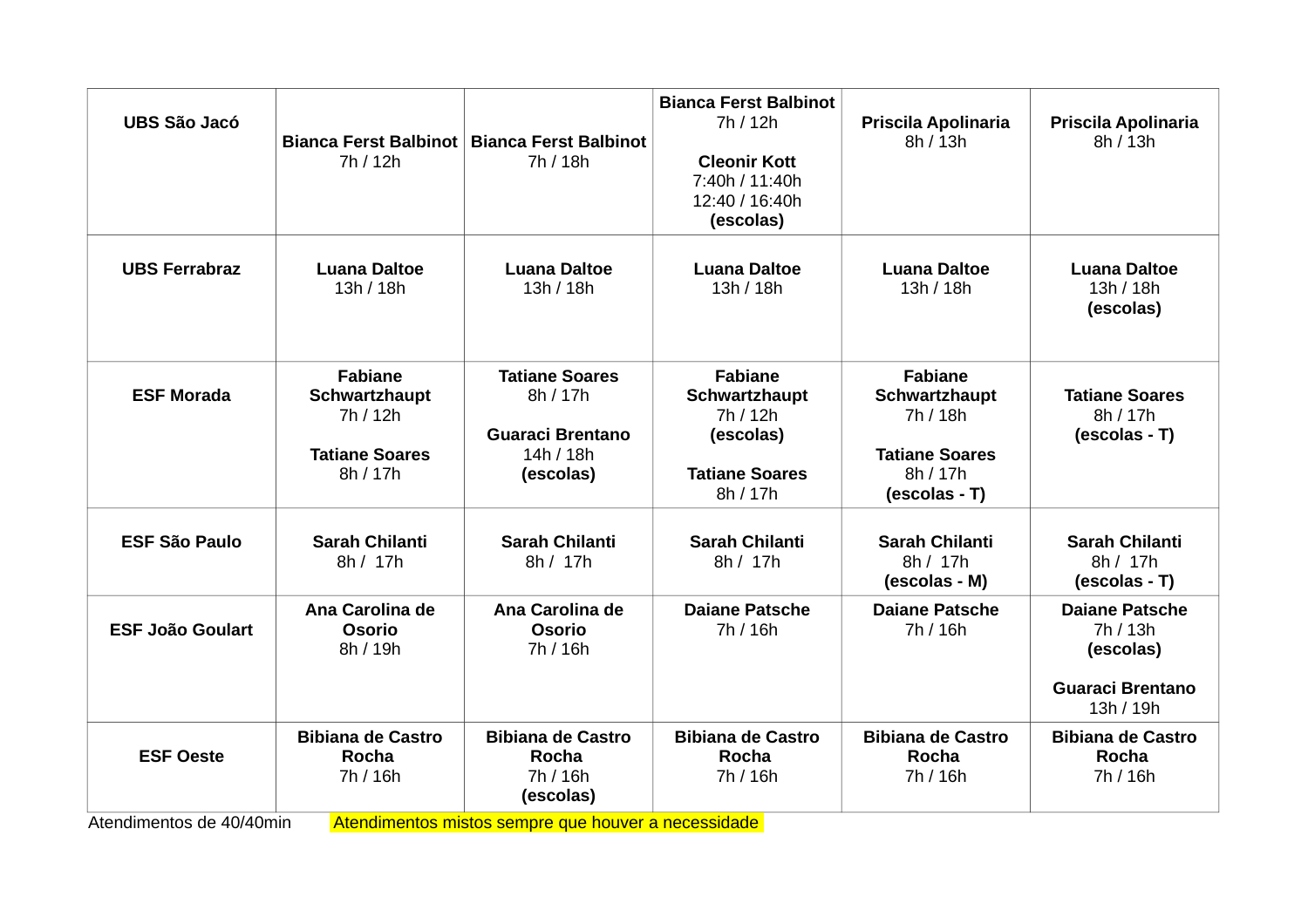| | | | | | |
|---|---|---|---|---|---|
| **UBS São Jacó** | **Bianca Ferst Balbinot** 7h / 12h | **Bianca Ferst Balbinot** 7h / 18h | **Bianca Ferst Balbinot** 7h / 12h **Cleonir Kott** 7:40h / 11:40h 12:40 / 16:40h **(escolas)** | **Priscila Apolinaria** 8h / 13h | **Priscila Apolinaria** 8h / 13h |
| **UBS Ferrabraz** | **Luana Daltoe** 13h / 18h | **Luana Daltoe** 13h / 18h | **Luana Daltoe** 13h / 18h | **Luana Daltoe** 13h / 18h | **Luana Daltoe** 13h / 18h **(escolas)** |
| **ESF Morada** | **Fabiane Schwartzhaupt** 7h / 12h **Tatiane Soares** 8h / 17h | **Tatiane Soares** 8h / 17h **Guaraci Brentano** 14h / 18h **(escolas)** | **Fabiane Schwartzhaupt** 7h / 12h **(escolas)** **Tatiane Soares** 8h / 17h | **Fabiane Schwartzhaupt** 7h / 18h **Tatiane Soares** 8h / 17h **(escolas - T)** | **Tatiane Soares** 8h / 17h **(escolas - T)** |
| **ESF São Paulo** | **Sarah Chilanti** 8h / 17h | **Sarah Chilanti** 8h / 17h | **Sarah Chilanti** 8h / 17h | **Sarah Chilanti** 8h / 17h **(escolas - M)** | **Sarah Chilanti** 8h / 17h **(escolas - T)** |
| **ESF João Goulart** | **Ana Carolina de Osorio** 8h / 19h | **Ana Carolina de Osorio** 7h / 16h | **Daiane Patsche** 7h / 16h | **Daiane Patsche** 7h / 16h | **Daiane Patsche** 7h / 13h **(escolas)** **Guaraci Brentano** 13h / 19h |
| **ESF Oeste** | **Bibiana de Castro Rocha** 7h / 16h | **Bibiana de Castro Rocha** 7h / 16h **(escolas)** | **Bibiana de Castro Rocha** 7h / 16h | **Bibiana de Castro Rocha** 7h / 16h | **Bibiana de Castro Rocha** 7h / 16h |

Atendimentos de 40/40min

Atendimentos mistos sempre que houver a necessidade